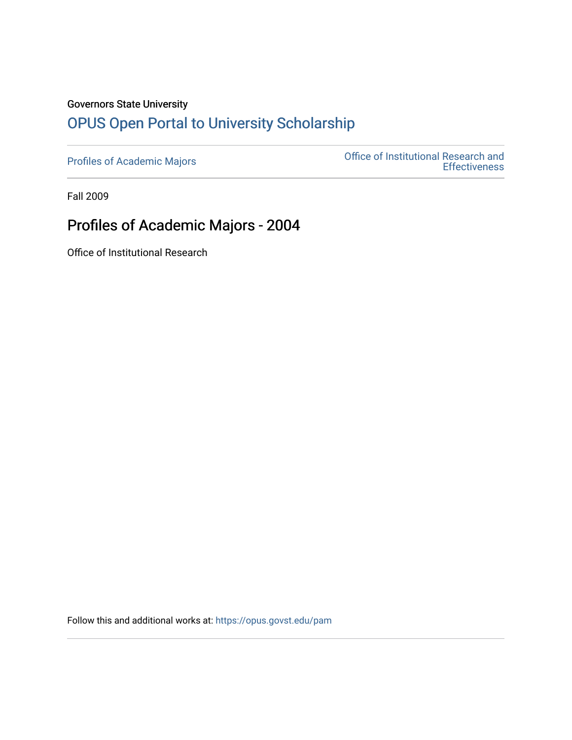Governors State University

## OPUS Open Portal to University Scholarship

Profiles of Academic Majors | Office of Institutional Research and Effectiveness

Fall 2009

# Profiles of Academic Majors - 2004

Office of Institutional Research

Follow this and additional works at: https://opus.govst.edu/pam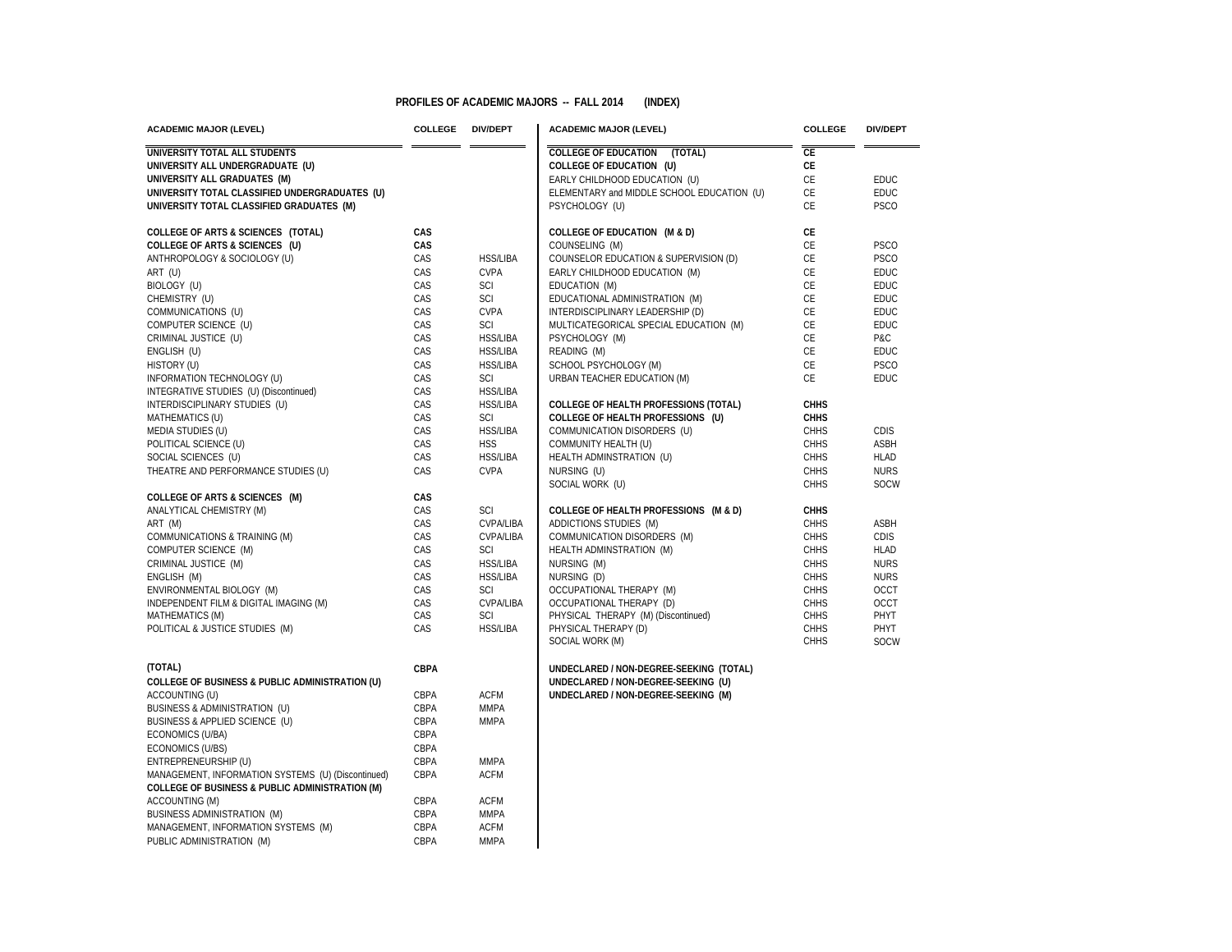# PROFILES OF ACADEMIC MAJORS -- FALL 2014 (INDEX)

| ACADEMIC MAJOR (LEVEL) | COLLEGE | DIV/DEPT |
|---|---|---|
| **UNIVERSITY TOTAL ALL STUDENTS** | | |
| **UNIVERSITY ALL UNDERGRADUATE (U)** | | |
| **UNIVERSITY ALL GRADUATES (M)** | | |
| **UNIVERSITY TOTAL CLASSIFIED UNDERGRADUATES (U)** | | |
| **UNIVERSITY TOTAL CLASSIFIED GRADUATES (M)** | | |
| | | |
| **COLLEGE OF ARTS & SCIENCES (TOTAL)** | **CAS** | |
| **COLLEGE OF ARTS & SCIENCES (U)** | **CAS** | |
| ANTHROPOLOGY & SOCIOLOGY (U) | CAS | HSS/LIBA |
| ART (U) | CAS | CVPA |
| BIOLOGY (U) | CAS | SCI |
| CHEMISTRY (U) | CAS | SCI |
| COMMUNICATIONS (U) | CAS | CVPA |
| COMPUTER SCIENCE (U) | CAS | SCI |
| CRIMINAL JUSTICE (U) | CAS | HSS/LIBA |
| ENGLISH (U) | CAS | HSS/LIBA |
| HISTORY (U) | CAS | HSS/LIBA |
| INFORMATION TECHNOLOGY (U) | CAS | SCI |
| INTEGRATIVE STUDIES (U) (Discontinued) | CAS | HSS/LIBA |
| INTERDISCIPLINARY STUDIES (U) | CAS | HSS/LIBA |
| MATHEMATICS (U) | CAS | SCI |
| MEDIA STUDIES (U) | CAS | HSS/LIBA |
| POLITICAL SCIENCE (U) | CAS | HSS |
| SOCIAL SCIENCES (U) | CAS | HSS/LIBA |
| THEATRE AND PERFORMANCE STUDIES (U) | CAS | CVPA |
| | | |
| **COLLEGE OF ARTS & SCIENCES (M)** | **CAS** | |
| ANALYTICAL CHEMISTRY (M) | CAS | SCI |
| ART (M) | CAS | CVPA/LIBA |
| COMMUNICATIONS & TRAINING (M) | CAS | CVPA/LIBA |
| COMPUTER SCIENCE (M) | CAS | SCI |
| CRIMINAL JUSTICE (M) | CAS | HSS/LIBA |
| ENGLISH (M) | CAS | HSS/LIBA |
| ENVIRONMENTAL BIOLOGY (M) | CAS | SCI |
| INDEPENDENT FILM & DIGITAL IMAGING (M) | CAS | CVPA/LIBA |
| MATHEMATICS (M) | CAS | SCI |
| POLITICAL & JUSTICE STUDIES (M) | CAS | HSS/LIBA |
| | | |
| **(TOTAL)** | **CBPA** | |
| **COLLEGE OF BUSINESS & PUBLIC ADMINISTRATION (U)** | | |
| ACCOUNTING (U) | CBPA | ACFM |
| BUSINESS & ADMINISTRATION (U) | CBPA | MMPA |
| BUSINESS & APPLIED SCIENCE (U) | CBPA | MMPA |
| ECONOMICS (U/BA) | CBPA | |
| ECONOMICS (U/BS) | CBPA | |
| ENTREPRENEURSHIP (U) | CBPA | MMPA |
| MANAGEMENT, INFORMATION SYSTEMS (U) (Discontinued) | CBPA | ACFM |
| **COLLEGE OF BUSINESS & PUBLIC ADMINISTRATION (M)** | | |
| ACCOUNTING (M) | CBPA | ACFM |
| BUSINESS ADMINISTRATION (M) | CBPA | MMPA |
| MANAGEMENT, INFORMATION SYSTEMS (M) | CBPA | ACFM |
| PUBLIC ADMINISTRATION (M) | CBPA | MMPA |

| ACADEMIC MAJOR (LEVEL) | COLLEGE | DIV/DEPT |
|---|---|---|
| **COLLEGE OF EDUCATION (TOTAL)** | **CE** | |
| **COLLEGE OF EDUCATION (U)** | **CE** | |
| EARLY CHILDHOOD EDUCATION (U) | CE | EDUC |
| ELEMENTARY and MIDDLE SCHOOL EDUCATION (U) | CE | EDUC |
| PSYCHOLOGY (U) | CE | PSCO |
| | | |
| **COLLEGE OF EDUCATION (M & D)** | **CE** | |
| COUNSELING (M) | CE | PSCO |
| COUNSELOR EDUCATION & SUPERVISION (D) | CE | PSCO |
| EARLY CHILDHOOD EDUCATION (M) | CE | EDUC |
| EDUCATION (M) | CE | EDUC |
| EDUCATIONAL ADMINISTRATION (M) | CE | EDUC |
| INTERDISCIPLINARY LEADERSHIP (D) | CE | EDUC |
| MULTICATEGORICAL SPECIAL EDUCATION (M) | CE | EDUC |
| PSYCHOLOGY (M) | CE | P&C |
| READING (M) | CE | EDUC |
| SCHOOL PSYCHOLOGY (M) | CE | PSCO |
| URBAN TEACHER EDUCATION (M) | CE | EDUC |
| | | |
| **COLLEGE OF HEALTH PROFESSIONS (TOTAL)** | **CHHS** | |
| **COLLEGE OF HEALTH PROFESSIONS (U)** | **CHHS** | |
| COMMUNICATION DISORDERS (U) | CHHS | CDIS |
| COMMUNITY HEALTH (U) | CHHS | ASBH |
| HEALTH ADMINSTRATION (U) | CHHS | HLAD |
| NURSING (U) | CHHS | NURS |
| SOCIAL WORK (U) | CHHS | SOCW |
| | | |
| **COLLEGE OF HEALTH PROFESSIONS (M & D)** | **CHHS** | |
| ADDICTIONS STUDIES (M) | CHHS | ASBH |
| COMMUNICATION DISORDERS (M) | CHHS | CDIS |
| HEALTH ADMINSTRATION (M) | CHHS | HLAD |
| NURSING (M) | CHHS | NURS |
| NURSING (D) | CHHS | NURS |
| OCCUPATIONAL THERAPY (M) | CHHS | OCCT |
| OCCUPATIONAL THERAPY (D) | CHHS | OCCT |
| PHYSICAL THERAPY (M) (Discontinued) | CHHS | PHYT |
| PHYSICAL THERAPY (D) | CHHS | PHYT |
| SOCIAL WORK (M) | CHHS | SOCW |
| | | |
| **UNDECLARED / NON-DEGREE-SEEKING (TOTAL)** | | |
| **UNDECLARED / NON-DEGREE-SEEKING (U)** | | |
| **UNDECLARED / NON-DEGREE-SEEKING (M)** | | |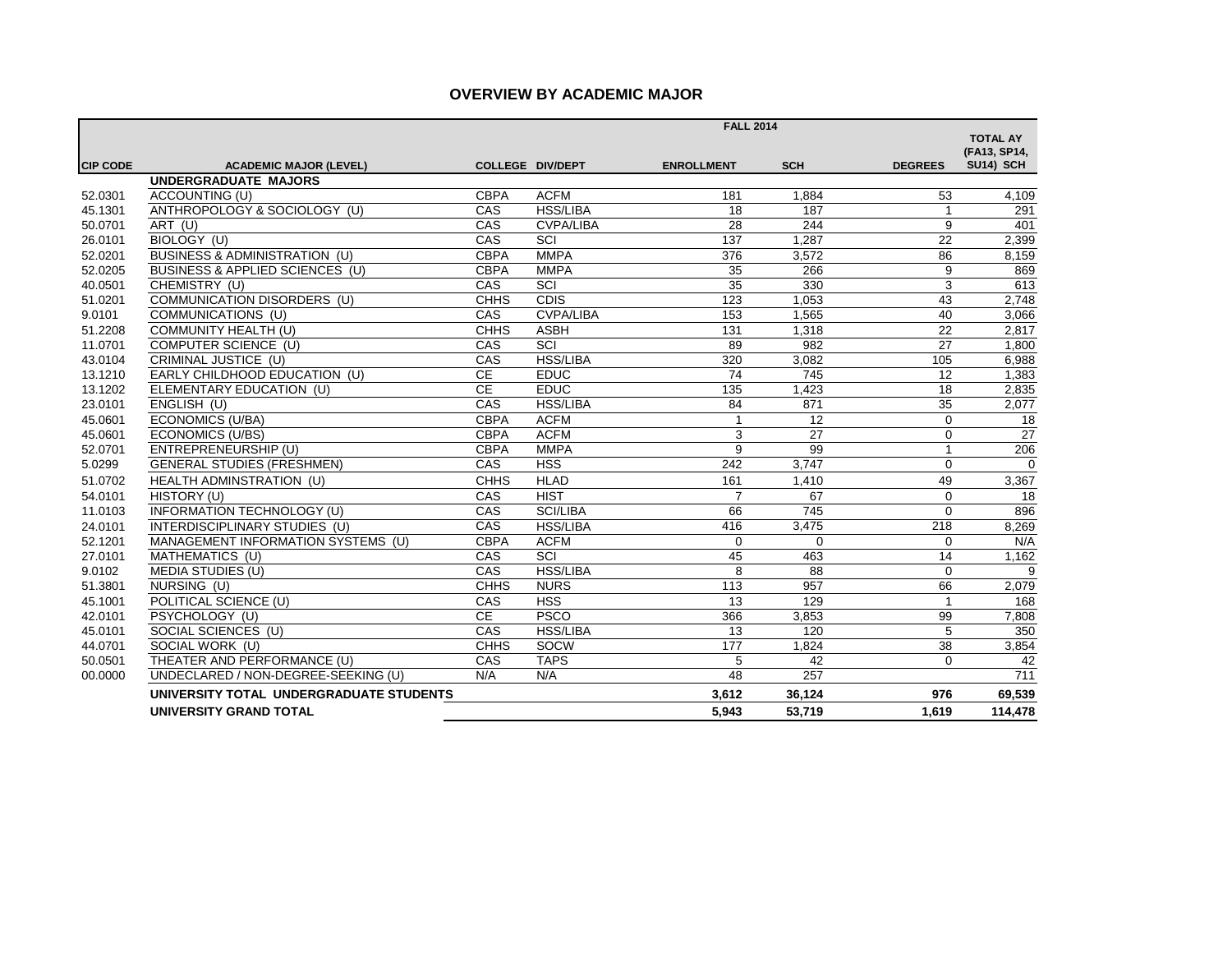## OVERVIEW BY ACADEMIC MAJOR

| CIP CODE | ACADEMIC MAJOR (LEVEL) | COLLEGE | DIV/DEPT | FALL 2014 ENROLLMENT | FALL 2014 SCH | FALL 2014 DEGREES | TOTAL AY (FA13, SP14, SU14) SCH |
|---|---|---|---|---|---|---|---|
| | **UNDERGRADUATE MAJORS** | | | | | | |
| 52.0301 | ACCOUNTING (U) | CBPA | ACFM | 181 | 1,884 | 53 | 4,109 |
| 45.1301 | ANTHROPOLOGY & SOCIOLOGY (U) | CAS | HSS/LIBA | 18 | 187 | 1 | 291 |
| 50.0701 | ART (U) | CAS | CVPA/LIBA | 28 | 244 | 9 | 401 |
| 26.0101 | BIOLOGY (U) | CAS | SCI | 137 | 1,287 | 22 | 2,399 |
| 52.0201 | BUSINESS & ADMINISTRATION (U) | CBPA | MMPA | 376 | 3,572 | 86 | 8,159 |
| 52.0205 | BUSINESS & APPLIED SCIENCES (U) | CBPA | MMPA | 35 | 266 | 9 | 869 |
| 40.0501 | CHEMISTRY (U) | CAS | SCI | 35 | 330 | 3 | 613 |
| 51.0201 | COMMUNICATION DISORDERS (U) | CHHS | CDIS | 123 | 1,053 | 43 | 2,748 |
| 9.0101 | COMMUNICATIONS (U) | CAS | CVPA/LIBA | 153 | 1,565 | 40 | 3,066 |
| 51.2208 | COMMUNITY HEALTH (U) | CHHS | ASBH | 131 | 1,318 | 22 | 2,817 |
| 11.0701 | COMPUTER SCIENCE (U) | CAS | SCI | 89 | 982 | 27 | 1,800 |
| 43.0104 | CRIMINAL JUSTICE (U) | CAS | HSS/LIBA | 320 | 3,082 | 105 | 6,988 |
| 13.1210 | EARLY CHILDHOOD EDUCATION (U) | CE | EDUC | 74 | 745 | 12 | 1,383 |
| 13.1202 | ELEMENTARY EDUCATION (U) | CE | EDUC | 135 | 1,423 | 18 | 2,835 |
| 23.0101 | ENGLISH (U) | CAS | HSS/LIBA | 84 | 871 | 35 | 2,077 |
| 45.0601 | ECONOMICS (U/BA) | CBPA | ACFM | 1 | 12 | 0 | 18 |
| 45.0601 | ECONOMICS (U/BS) | CBPA | ACFM | 3 | 27 | 0 | 27 |
| 52.0701 | ENTREPRENEURSHIP (U) | CBPA | MMPA | 9 | 99 | 1 | 206 |
| 5.0299 | GENERAL STUDIES (FRESHMEN) | CAS | HSS | 242 | 3,747 | 0 | 0 |
| 51.0702 | HEALTH ADMINSTRATION (U) | CHHS | HLAD | 161 | 1,410 | 49 | 3,367 |
| 54.0101 | HISTORY (U) | CAS | HIST | 7 | 67 | 0 | 18 |
| 11.0103 | INFORMATION TECHNOLOGY (U) | CAS | SCI/LIBA | 66 | 745 | 0 | 896 |
| 24.0101 | INTERDISCIPLINARY STUDIES (U) | CAS | HSS/LIBA | 416 | 3,475 | 218 | 8,269 |
| 52.1201 | MANAGEMENT INFORMATION SYSTEMS (U) | CBPA | ACFM | 0 | 0 | 0 | N/A |
| 27.0101 | MATHEMATICS (U) | CAS | SCI | 45 | 463 | 14 | 1,162 |
| 9.0102 | MEDIA STUDIES (U) | CAS | HSS/LIBA | 8 | 88 | 0 | 9 |
| 51.3801 | NURSING (U) | CHHS | NURS | 113 | 957 | 66 | 2,079 |
| 45.1001 | POLITICAL SCIENCE (U) | CAS | HSS | 13 | 129 | 1 | 168 |
| 42.0101 | PSYCHOLOGY (U) | CE | PSCO | 366 | 3,853 | 99 | 7,808 |
| 45.0101 | SOCIAL SCIENCES (U) | CAS | HSS/LIBA | 13 | 120 | 5 | 350 |
| 44.0701 | SOCIAL WORK (U) | CHHS | SOCW | 177 | 1,824 | 38 | 3,854 |
| 50.0501 | THEATER AND PERFORMANCE (U) | CAS | TAPS | 5 | 42 | 0 | 42 |
| 00.0000 | UNDECLARED / NON-DEGREE-SEEKING (U) | N/A | N/A | 48 | 257 | | 711 |
| | **UNIVERSITY TOTAL UNDERGRADUATE STUDENTS** | | | **3,612** | **36,124** | **976** | **69,539** |
| | **UNIVERSITY GRAND TOTAL** | | | **5,943** | **53,719** | **1,619** | **114,478** |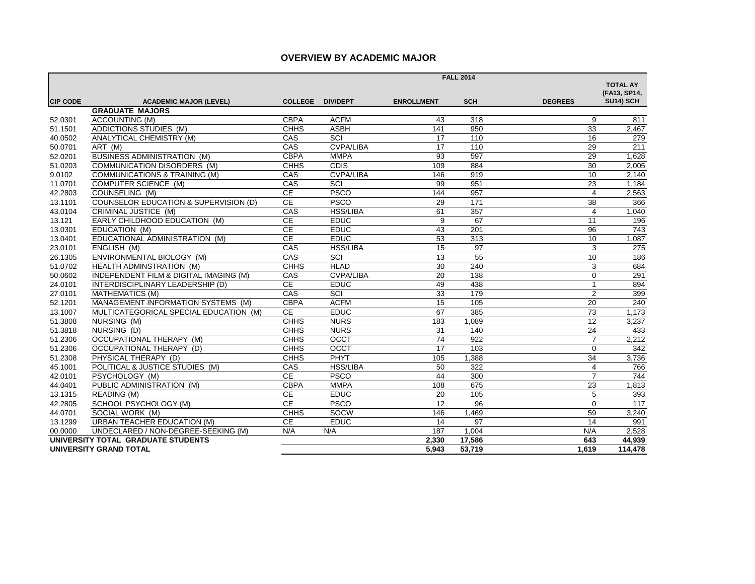## OVERVIEW BY ACADEMIC MAJOR

| | | | | FALL 2014 | | | |
|---|---|---|---|---|---|---|---|
| CIP CODE | ACADEMIC MAJOR (LEVEL) | COLLEGE | DIV/DEPT | ENROLLMENT | SCH | DEGREES | TOTAL AY (FA13, SP14, SU14) SCH |
| | **GRADUATE MAJORS** | | | | | | |
| 52.0301 | ACCOUNTING (M) | CBPA | ACFM | 43 | 318 | 9 | 811 |
| 51.1501 | ADDICTIONS STUDIES (M) | CHHS | ASBH | 141 | 950 | 33 | 2,467 |
| 40.0502 | ANALYTICAL CHEMISTRY (M) | CAS | SCI | 17 | 110 | 16 | 279 |
| 50.0701 | ART (M) | CAS | CVPA/LIBA | 17 | 110 | 29 | 211 |
| 52.0201 | BUSINESS ADMINISTRATION (M) | CBPA | MMPA | 93 | 597 | 29 | 1,628 |
| 51.0203 | COMMUNICATION DISORDERS (M) | CHHS | CDIS | 109 | 884 | 30 | 2,005 |
| 9.0102 | COMMUNICATIONS & TRAINING (M) | CAS | CVPA/LIBA | 146 | 919 | 10 | 2,140 |
| 11.0701 | COMPUTER SCIENCE (M) | CAS | SCI | 99 | 951 | 23 | 1,184 |
| 42.2803 | COUNSELING (M) | CE | PSCO | 144 | 957 | 4 | 2,563 |
| 13.1101 | COUNSELOR EDUCATION & SUPERVISION (D) | CE | PSCO | 29 | 171 | 38 | 366 |
| 43.0104 | CRIMINAL JUSTICE (M) | CAS | HSS/LIBA | 61 | 357 | 4 | 1,040 |
| 13.121 | EARLY CHILDHOOD EDUCATION (M) | CE | EDUC | 9 | 67 | 11 | 196 |
| 13.0301 | EDUCATION (M) | CE | EDUC | 43 | 201 | 96 | 743 |
| 13.0401 | EDUCATIONAL ADMINISTRATION (M) | CE | EDUC | 53 | 313 | 10 | 1,087 |
| 23.0101 | ENGLISH (M) | CAS | HSS/LIBA | 15 | 97 | 3 | 275 |
| 26.1305 | ENVIRONMENTAL BIOLOGY (M) | CAS | SCI | 13 | 55 | 10 | 186 |
| 51.0702 | HEALTH ADMINSTRATION (M) | CHHS | HLAD | 30 | 240 | 3 | 684 |
| 50.0602 | INDEPENDENT FILM & DIGITAL IMAGING (M) | CAS | CVPA/LIBA | 20 | 138 | 0 | 291 |
| 24.0101 | INTERDISCIPLINARY LEADERSHIP (D) | CE | EDUC | 49 | 438 | 1 | 894 |
| 27.0101 | MATHEMATICS (M) | CAS | SCI | 33 | 179 | 2 | 399 |
| 52.1201 | MANAGEMENT INFORMATION SYSTEMS (M) | CBPA | ACFM | 15 | 105 | 20 | 240 |
| 13.1007 | MULTICATEGORICAL SPECIAL EDUCATION (M) | CE | EDUC | 67 | 385 | 73 | 1,173 |
| 51.3808 | NURSING (M) | CHHS | NURS | 183 | 1,089 | 12 | 3,237 |
| 51.3818 | NURSING (D) | CHHS | NURS | 31 | 140 | 24 | 433 |
| 51.2306 | OCCUPATIONAL THERAPY (M) | CHHS | OCCT | 74 | 922 | 7 | 2,212 |
| 51.2306 | OCCUPATIONAL THERAPY (D) | CHHS | OCCT | 17 | 103 | 0 | 342 |
| 51.2308 | PHYSICAL THERAPY (D) | CHHS | PHYT | 105 | 1,388 | 34 | 3,736 |
| 45.1001 | POLITICAL & JUSTICE STUDIES (M) | CAS | HSS/LIBA | 50 | 322 | 4 | 766 |
| 42.0101 | PSYCHOLOGY (M) | CE | PSCO | 44 | 300 | 7 | 744 |
| 44.0401 | PUBLIC ADMINISTRATION (M) | CBPA | MMPA | 108 | 675 | 23 | 1,813 |
| 13.1315 | READING (M) | CE | EDUC | 20 | 105 | 5 | 393 |
| 42.2805 | SCHOOL PSYCHOLOGY (M) | CE | PSCO | 12 | 96 | 0 | 117 |
| 44.0701 | SOCIAL WORK (M) | CHHS | SOCW | 146 | 1,469 | 59 | 3,240 |
| 13.1299 | URBAN TEACHER EDUCATION (M) | CE | EDUC | 14 | 97 | 14 | 991 |
| 00.0000 | UNDECLARED / NON-DEGREE-SEEKING (M) | N/A | N/A | 187 | 1,004 | N/A | 2,528 |
| **UNIVERSITY TOTAL GRADUATE STUDENTS** | | | | **2,330** | **17,586** | **643** | **44,939** |
| **UNIVERSITY GRAND TOTAL** | | | | **5,943** | **53,719** | **1,619** | **114,478** |